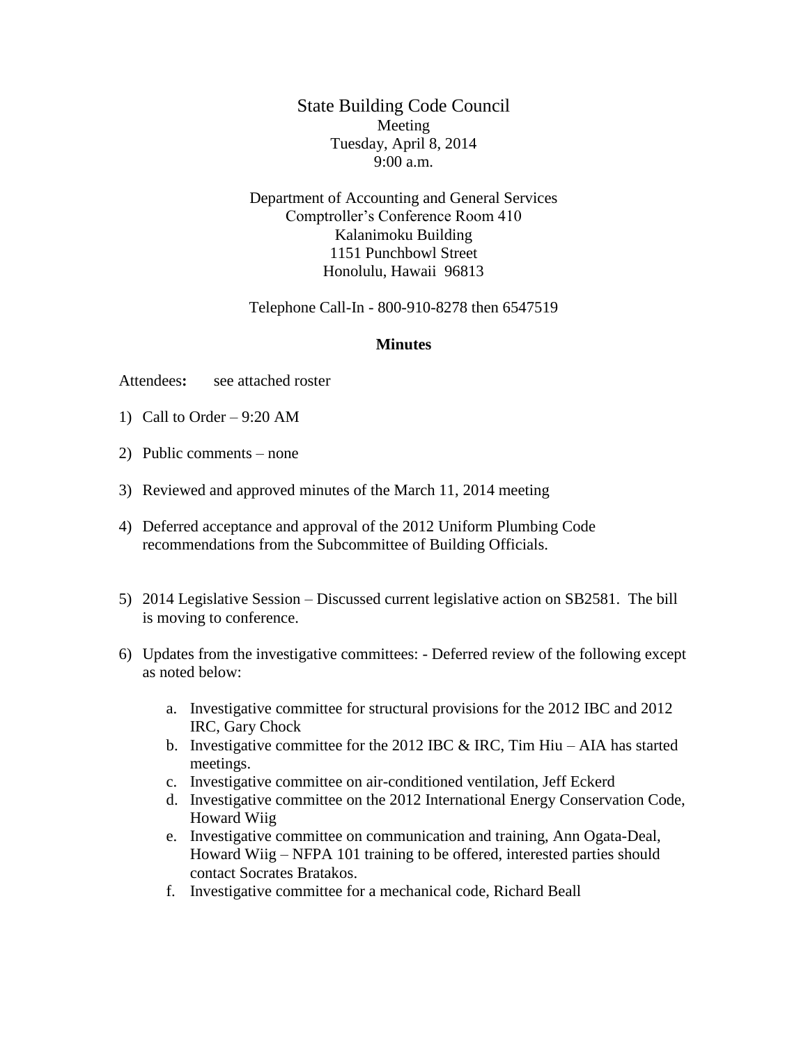# State Building Code Council

Meeting
Tuesday, April 8, 2014
9:00 a.m.

Department of Accounting and General Services
Comptroller's Conference Room 410
Kalanimoku Building
1151 Punchbowl Street
Honolulu, Hawaii 96813

Telephone Call-In - 800-910-8278 then 6547519

**Minutes**

Attendees**:** see attached roster

1) Call to Order – 9:20 AM

2) Public comments – none

3) Reviewed and approved minutes of the March 11, 2014 meeting

4) Deferred acceptance and approval of the 2012 Uniform Plumbing Code recommendations from the Subcommittee of Building Officials.

5) 2014 Legislative Session – Discussed current legislative action on SB2581. The bill is moving to conference.

6) Updates from the investigative committees: - Deferred review of the following except as noted below:

   a. Investigative committee for structural provisions for the 2012 IBC and 2012 IRC, Gary Chock
   b. Investigative committee for the 2012 IBC & IRC, Tim Hiu – AIA has started meetings.
   c. Investigative committee on air-conditioned ventilation, Jeff Eckerd
   d. Investigative committee on the 2012 International Energy Conservation Code, Howard Wiig
   e. Investigative committee on communication and training, Ann Ogata-Deal, Howard Wiig – NFPA 101 training to be offered, interested parties should contact Socrates Bratakos.
   f. Investigative committee for a mechanical code, Richard Beall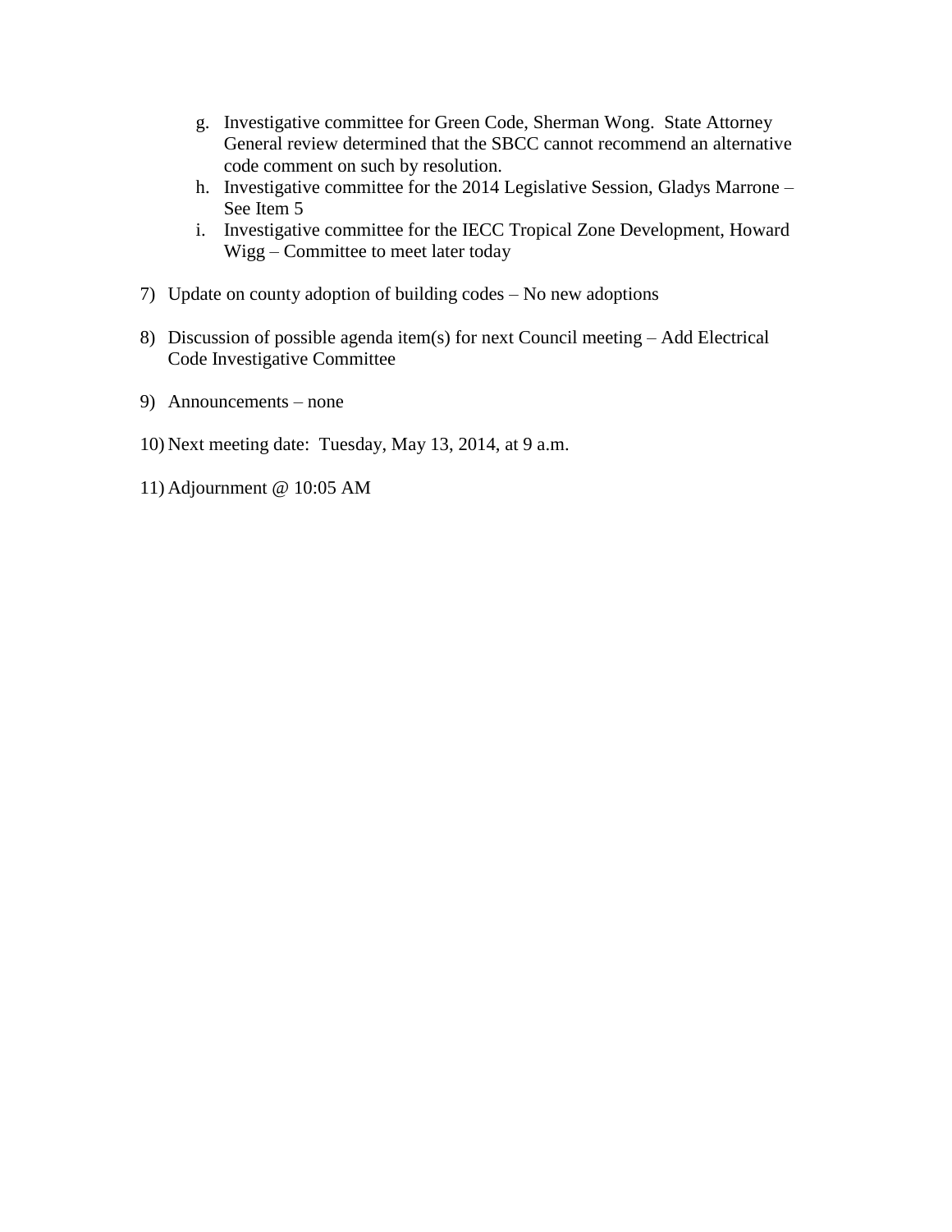g. Investigative committee for Green Code, Sherman Wong. State Attorney General review determined that the SBCC cannot recommend an alternative code comment on such by resolution.
h. Investigative committee for the 2014 Legislative Session, Gladys Marrone – See Item 5
i. Investigative committee for the IECC Tropical Zone Development, Howard Wigg – Committee to meet later today

7) Update on county adoption of building codes – No new adoptions

8) Discussion of possible agenda item(s) for next Council meeting – Add Electrical Code Investigative Committee

9) Announcements – none

10) Next meeting date: Tuesday, May 13, 2014, at 9 a.m.

11) Adjournment @ 10:05 AM